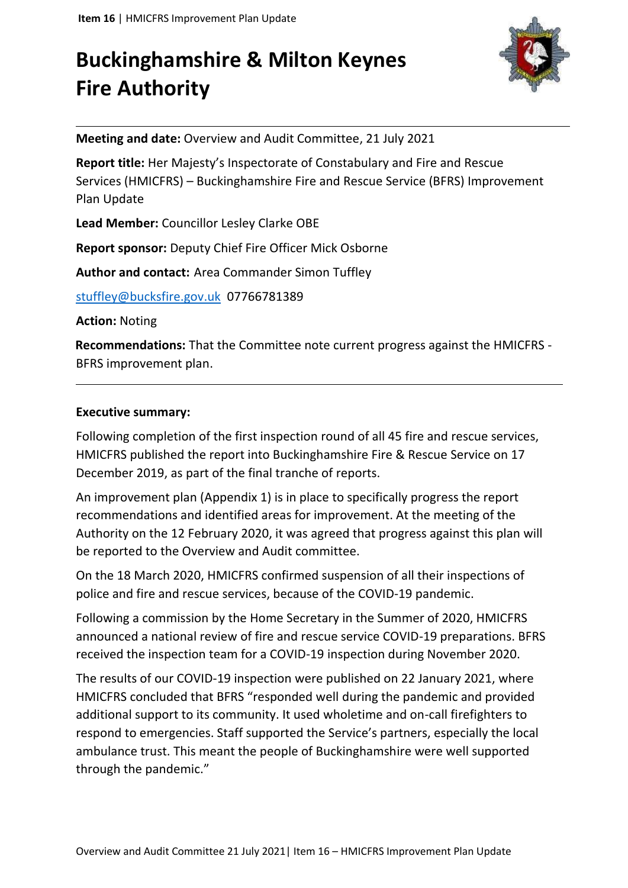# Buckinghamshire & Milton Keynes Fire Authority

**Meeting and date:** Overview and Audit Committee, 21 July 2021

**Report title:** Her Majesty's Inspectorate of Constabulary and Fire and Rescue Services (HMICFRS) – Buckinghamshire Fire and Rescue Service (BFRS) Improvement Plan Update

**Lead Member:** Councillor Lesley Clarke OBE

**Report sponsor:** Deputy Chief Fire Officer Mick Osborne

**Author and contact:** Area Commander Simon Tuffley

stuffley@bucksfire.gov.uk 07766781389

**Action:** Noting

**Recommendations:** That the Committee note current progress against the HMICFRS - BFRS improvement plan.

---

**Executive summary:**

Following completion of the first inspection round of all 45 fire and rescue services, HMICFRS published the report into Buckinghamshire Fire & Rescue Service on 17 December 2019, as part of the final tranche of reports.

An improvement plan (Appendix 1) is in place to specifically progress the report recommendations and identified areas for improvement. At the meeting of the Authority on the 12 February 2020, it was agreed that progress against this plan will be reported to the Overview and Audit committee.

On the 18 March 2020, HMICFRS confirmed suspension of all their inspections of police and fire and rescue services, because of the COVID-19 pandemic.

Following a commission by the Home Secretary in the Summer of 2020, HMICFRS announced a national review of fire and rescue service COVID-19 preparations. BFRS received the inspection team for a COVID-19 inspection during November 2020.

The results of our COVID-19 inspection were published on 22 January 2021, where HMICFRS concluded that BFRS "responded well during the pandemic and provided additional support to its community. It used wholetime and on-call firefighters to respond to emergencies. Staff supported the Service's partners, especially the local ambulance trust. This meant the people of Buckinghamshire were well supported through the pandemic."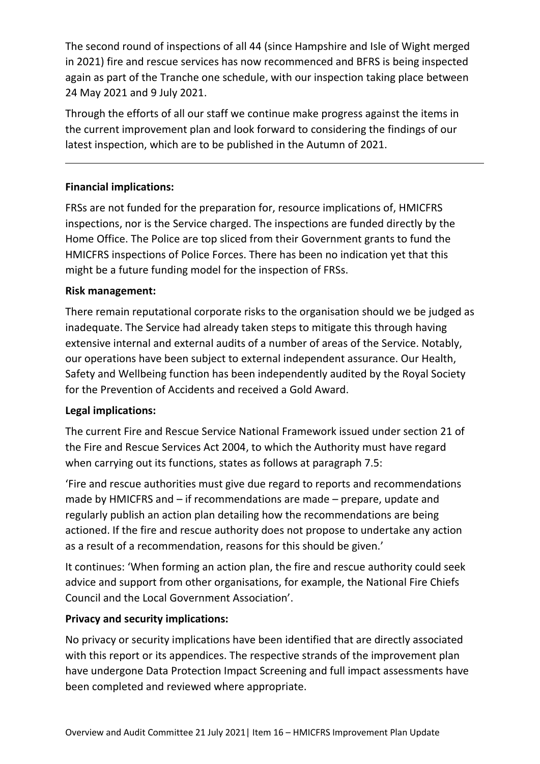The second round of inspections of all 44 (since Hampshire and Isle of Wight merged in 2021) fire and rescue services has now recommenced and BFRS is being inspected again as part of the Tranche one schedule, with our inspection taking place between 24 May 2021 and 9 July 2021.

Through the efforts of all our staff we continue make progress against the items in the current improvement plan and look forward to considering the findings of our latest inspection, which are to be published in the Autumn of 2021.

---

**Financial implications:**

FRSs are not funded for the preparation for, resource implications of, HMICFRS inspections, nor is the Service charged. The inspections are funded directly by the Home Office. The Police are top sliced from their Government grants to fund the HMICFRS inspections of Police Forces. There has been no indication yet that this might be a future funding model for the inspection of FRSs.

**Risk management:**

There remain reputational corporate risks to the organisation should we be judged as inadequate. The Service had already taken steps to mitigate this through having extensive internal and external audits of a number of areas of the Service. Notably, our operations have been subject to external independent assurance. Our Health, Safety and Wellbeing function has been independently audited by the Royal Society for the Prevention of Accidents and received a Gold Award.

**Legal implications:**

The current Fire and Rescue Service National Framework issued under section 21 of the Fire and Rescue Services Act 2004, to which the Authority must have regard when carrying out its functions, states as follows at paragraph 7.5:

'Fire and rescue authorities must give due regard to reports and recommendations made by HMICFRS and – if recommendations are made – prepare, update and regularly publish an action plan detailing how the recommendations are being actioned. If the fire and rescue authority does not propose to undertake any action as a result of a recommendation, reasons for this should be given.'

It continues: 'When forming an action plan, the fire and rescue authority could seek advice and support from other organisations, for example, the National Fire Chiefs Council and the Local Government Association'.

**Privacy and security implications:**

No privacy or security implications have been identified that are directly associated with this report or its appendices. The respective strands of the improvement plan have undergone Data Protection Impact Screening and full impact assessments have been completed and reviewed where appropriate.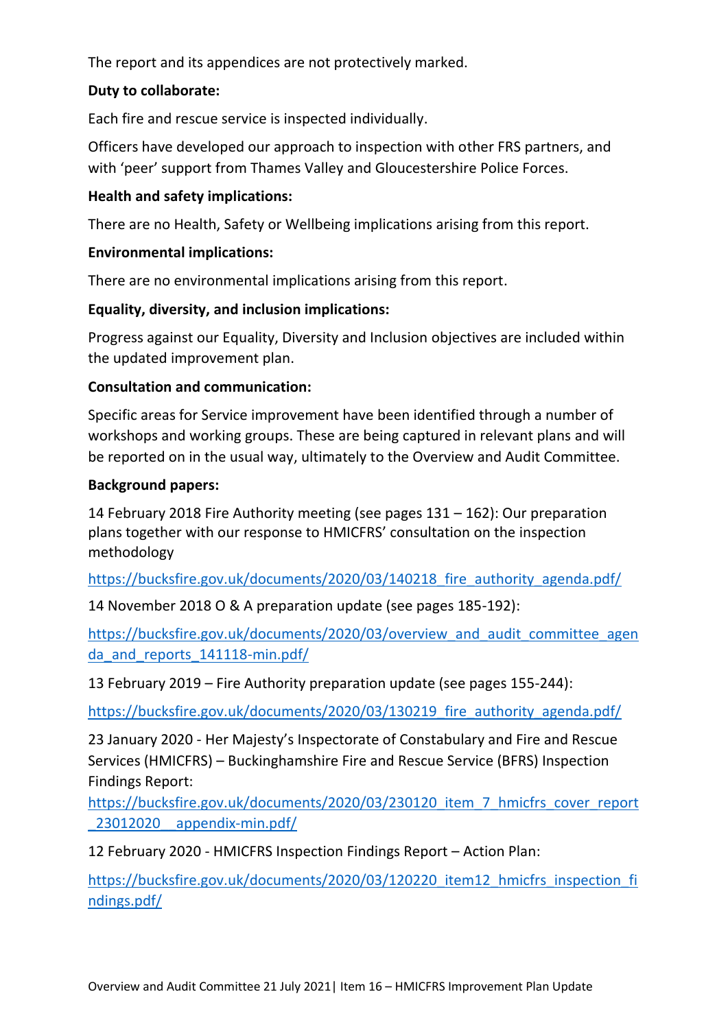The report and its appendices are not protectively marked.

**Duty to collaborate:**

Each fire and rescue service is inspected individually.

Officers have developed our approach to inspection with other FRS partners, and with 'peer' support from Thames Valley and Gloucestershire Police Forces.

**Health and safety implications:**

There are no Health, Safety or Wellbeing implications arising from this report.

**Environmental implications:**

There are no environmental implications arising from this report.

**Equality, diversity, and inclusion implications:**

Progress against our Equality, Diversity and Inclusion objectives are included within the updated improvement plan.

**Consultation and communication:**

Specific areas for Service improvement have been identified through a number of workshops and working groups. These are being captured in relevant plans and will be reported on in the usual way, ultimately to the Overview and Audit Committee.

**Background papers:**

14 February 2018 Fire Authority meeting (see pages 131 – 162): Our preparation plans together with our response to HMICFRS' consultation on the inspection methodology

https://bucksfire.gov.uk/documents/2020/03/140218_fire_authority_agenda.pdf/

14 November 2018 O & A preparation update (see pages 185-192):

https://bucksfire.gov.uk/documents/2020/03/overview_and_audit_committee_agenda_and_reports_141118-min.pdf/

13 February 2019 – Fire Authority preparation update (see pages 155-244):

https://bucksfire.gov.uk/documents/2020/03/130219_fire_authority_agenda.pdf/

23 January 2020 - Her Majesty's Inspectorate of Constabulary and Fire and Rescue Services (HMICFRS) – Buckinghamshire Fire and Rescue Service (BFRS) Inspection Findings Report:
https://bucksfire.gov.uk/documents/2020/03/230120_item_7_hmicfrs_cover_report_23012020__appendix-min.pdf/

12 February 2020 - HMICFRS Inspection Findings Report – Action Plan:

https://bucksfire.gov.uk/documents/2020/03/120220_item12_hmicfrs_inspection_findings.pdf/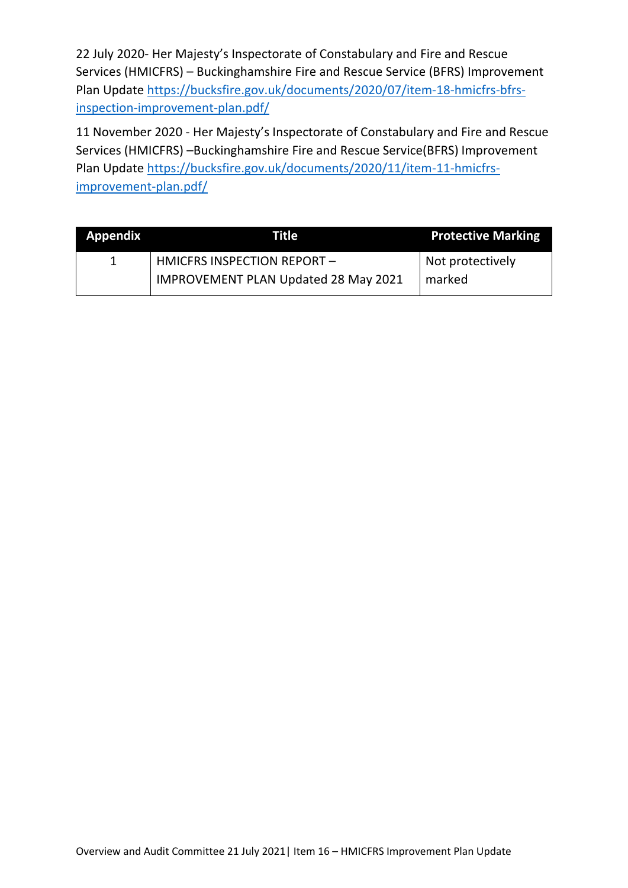22 July 2020- Her Majesty's Inspectorate of Constabulary and Fire and Rescue Services (HMICFRS) – Buckinghamshire Fire and Rescue Service (BFRS) Improvement Plan Update [https://bucksfire.gov.uk/documents/2020/07/item-18-hmicfrs-bfrs-inspection-improvement-plan.pdf/](https://bucksfire.gov.uk/documents/2020/07/item-18-hmicfrs-bfrs-inspection-improvement-plan.pdf/)

11 November 2020 - Her Majesty's Inspectorate of Constabulary and Fire and Rescue Services (HMICFRS) –Buckinghamshire Fire and Rescue Service(BFRS) Improvement Plan Update [https://bucksfire.gov.uk/documents/2020/11/item-11-hmicfrs-improvement-plan.pdf/](https://bucksfire.gov.uk/documents/2020/11/item-11-hmicfrs-improvement-plan.pdf/)

| Appendix | Title | Protective Marking |
|---|---|---|
| 1 | HMICFRS INSPECTION REPORT – IMPROVEMENT PLAN Updated 28 May 2021 | Not protectively marked |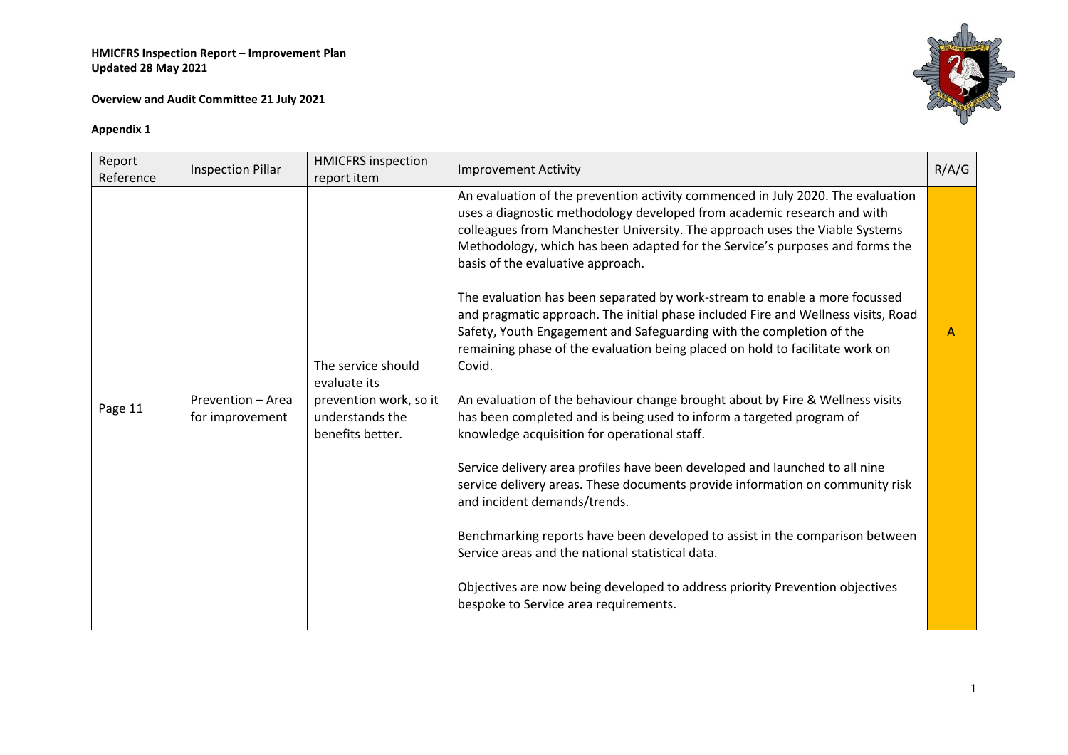**HMICFRS Inspection Report – Improvement Plan**
**Updated 28 May 2021**

**Overview and Audit Committee 21 July 2021**

**Appendix 1**

| Report Reference | Inspection Pillar | HMICFRS inspection report item | Improvement Activity | R/A/G |
|---|---|---|---|---|
| Page 11 | Prevention – Area for improvement | The service should evaluate its prevention work, so it understands the benefits better. | An evaluation of the prevention activity commenced in July 2020. The evaluation uses a diagnostic methodology developed from academic research and with colleagues from Manchester University. The approach uses the Viable Systems Methodology, which has been adapted for the Service's purposes and forms the basis of the evaluative approach.<br><br>The evaluation has been separated by work-stream to enable a more focussed and pragmatic approach. The initial phase included Fire and Wellness visits, Road Safety, Youth Engagement and Safeguarding with the completion of the remaining phase of the evaluation being placed on hold to facilitate work on Covid.<br><br>An evaluation of the behaviour change brought about by Fire & Wellness visits has been completed and is being used to inform a targeted program of knowledge acquisition for operational staff.<br><br>Service delivery area profiles have been developed and launched to all nine service delivery areas. These documents provide information on community risk and incident demands/trends.<br><br>Benchmarking reports have been developed to assist in the comparison between Service areas and the national statistical data.<br><br>Objectives are now being developed to address priority Prevention objectives bespoke to Service area requirements. | A |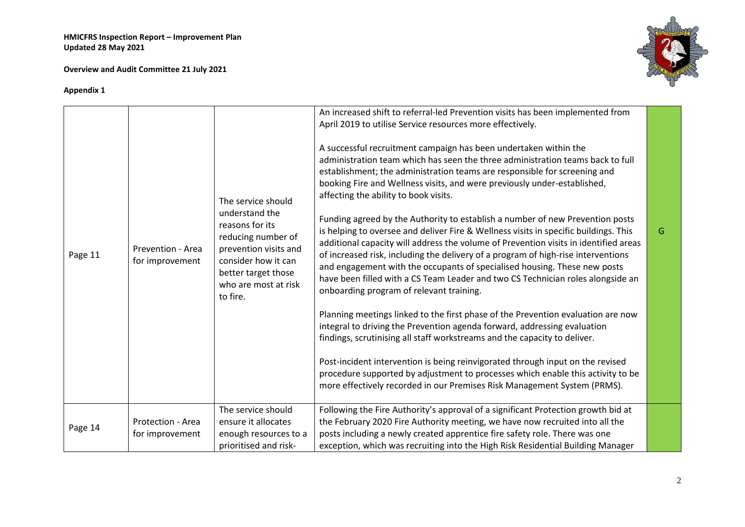**HMICFRS Inspection Report – Improvement Plan**
**Updated 28 May 2021**

**Overview and Audit Committee 21 July 2021**

**Appendix 1**

| | | | | |
|---|---|---|---|---|
| Page 11 | Prevention - Area for improvement | The service should understand the reasons for its reducing number of prevention visits and consider how it can better target those who are most at risk to fire. | An increased shift to referral-led Prevention visits has been implemented from April 2019 to utilise Service resources more effectively.<br><br>A successful recruitment campaign has been undertaken within the administration team which has seen the three administration teams back to full establishment; the administration teams are responsible for screening and booking Fire and Wellness visits, and were previously under-established, affecting the ability to book visits.<br><br>Funding agreed by the Authority to establish a number of new Prevention posts is helping to oversee and deliver Fire & Wellness visits in specific buildings. This additional capacity will address the volume of Prevention visits in identified areas of increased risk, including the delivery of a program of high-rise interventions and engagement with the occupants of specialised housing. These new posts have been filled with a CS Team Leader and two CS Technician roles alongside an onboarding program of relevant training.<br><br>Planning meetings linked to the first phase of the Prevention evaluation are now integral to driving the Prevention agenda forward, addressing evaluation findings, scrutinising all staff workstreams and the capacity to deliver.<br><br>Post-incident intervention is being reinvigorated through input on the revised procedure supported by adjustment to processes which enable this activity to be more effectively recorded in our Premises Risk Management System (PRMS). | G |
| Page 14 | Protection - Area for improvement | The service should ensure it allocates enough resources to a prioritised and risk- | Following the Fire Authority's approval of a significant Protection growth bid at the February 2020 Fire Authority meeting, we have now recruited into all the posts including a newly created apprentice fire safety role. There was one exception, which was recruiting into the High Risk Residential Building Manager | |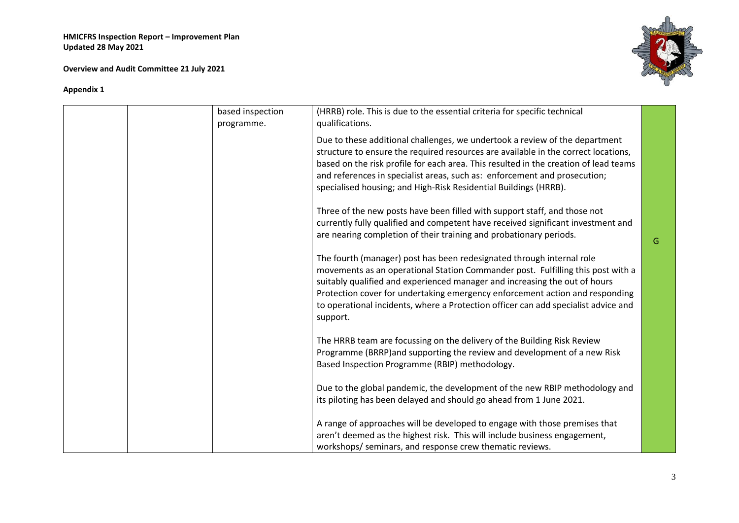| | | | | |
|---|---|---|---|---|
| | | based inspection programme. | (HRRB) role. This is due to the essential criteria for specific technical qualifications.<br><br>Due to these additional challenges, we undertook a review of the department structure to ensure the required resources are available in the correct locations, based on the risk profile for each area. This resulted in the creation of lead teams and references in specialist areas, such as: enforcement and prosecution; specialised housing; and High-Risk Residential Buildings (HRRB).<br><br>Three of the new posts have been filled with support staff, and those not currently fully qualified and competent have received significant investment and are nearing completion of their training and probationary periods.<br><br>The fourth (manager) post has been redesignated through internal role movements as an operational Station Commander post. Fulfilling this post with a suitably qualified and experienced manager and increasing the out of hours Protection cover for undertaking emergency enforcement action and responding to operational incidents, where a Protection officer can add specialist advice and support.<br><br>The HRRB team are focussing on the delivery of the Building Risk Review Programme (BRRP)and supporting the review and development of a new Risk Based Inspection Programme (RBIP) methodology.<br><br>Due to the global pandemic, the development of the new RBIP methodology and its piloting has been delayed and should go ahead from 1 June 2021.<br><br>A range of approaches will be developed to engage with those premises that aren't deemed as the highest risk. This will include business engagement, workshops/ seminars, and response crew thematic reviews. | G |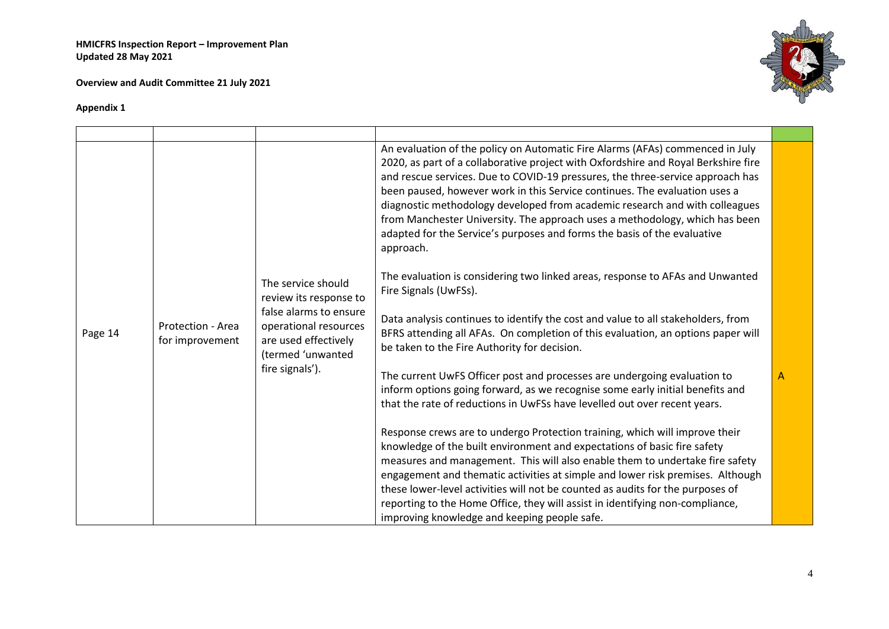HMICFRS Inspection Report – Improvement Plan
Updated 28 May 2021

Overview and Audit Committee 21 July 2021

**Appendix 1**

| | | | | |
|---|---|---|---|---|
| Page 14 | Protection - Area for improvement | The service should review its response to false alarms to ensure operational resources are used effectively (termed 'unwanted fire signals'). | An evaluation of the policy on Automatic Fire Alarms (AFAs) commenced in July 2020, as part of a collaborative project with Oxfordshire and Royal Berkshire fire and rescue services. Due to COVID-19 pressures, the three-service approach has been paused, however work in this Service continues. The evaluation uses a diagnostic methodology developed from academic research and with colleagues from Manchester University. The approach uses a methodology, which has been adapted for the Service's purposes and forms the basis of the evaluative approach.<br><br>The evaluation is considering two linked areas, response to AFAs and Unwanted Fire Signals (UwFSs).<br><br>Data analysis continues to identify the cost and value to all stakeholders, from BFRS attending all AFAs. On completion of this evaluation, an options paper will be taken to the Fire Authority for decision.<br><br>The current UwFS Officer post and processes are undergoing evaluation to inform options going forward, as we recognise some early initial benefits and that the rate of reductions in UwFSs have levelled out over recent years.<br><br>Response crews are to undergo Protection training, which will improve their knowledge of the built environment and expectations of basic fire safety measures and management. This will also enable them to undertake fire safety engagement and thematic activities at simple and lower risk premises. Although these lower-level activities will not be counted as audits for the purposes of reporting to the Home Office, they will assist in identifying non-compliance, improving knowledge and keeping people safe. | A |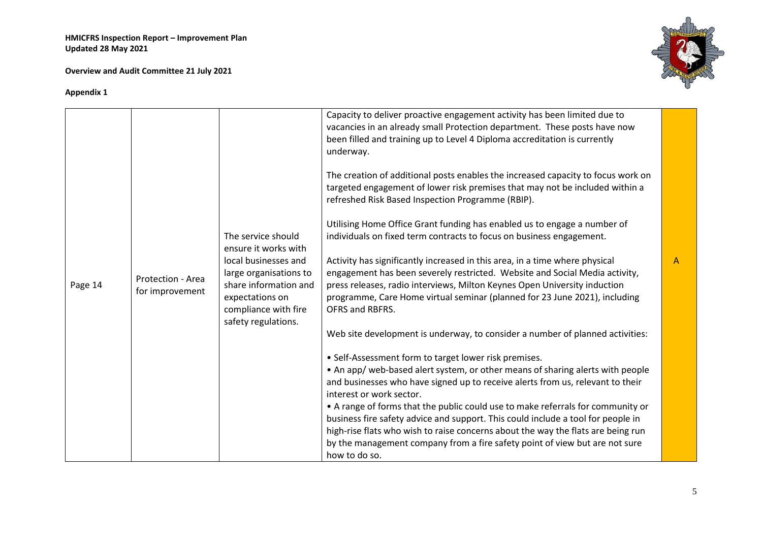| Page 14 | Protection - Area for improvement | The service should ensure it works with local businesses and large organisations to share information and expectations on compliance with fire safety regulations. | Capacity to deliver proactive engagement activity has been limited due to vacancies in an already small Protection department. These posts have now been filled and training up to Level 4 Diploma accreditation is currently underway.<br><br>The creation of additional posts enables the increased capacity to focus work on targeted engagement of lower risk premises that may not be included within a refreshed Risk Based Inspection Programme (RBIP).<br><br>Utilising Home Office Grant funding has enabled us to engage a number of individuals on fixed term contracts to focus on business engagement.<br><br>Activity has significantly increased in this area, in a time where physical engagement has been severely restricted. Website and Social Media activity, press releases, radio interviews, Milton Keynes Open University induction programme, Care Home virtual seminar (planned for 23 June 2021), including OFRS and RBFRS.<br><br>Web site development is underway, to consider a number of planned activities:<br><br>• Self-Assessment form to target lower risk premises.<br>• An app/ web-based alert system, or other means of sharing alerts with people and businesses who have signed up to receive alerts from us, relevant to their interest or work sector.<br>• A range of forms that the public could use to make referrals for community or business fire safety advice and support. This could include a tool for people in high-rise flats who wish to raise concerns about the way the flats are being run by the management company from a fire safety point of view but are not sure how to do so. | A |
|---|---|---|---|---|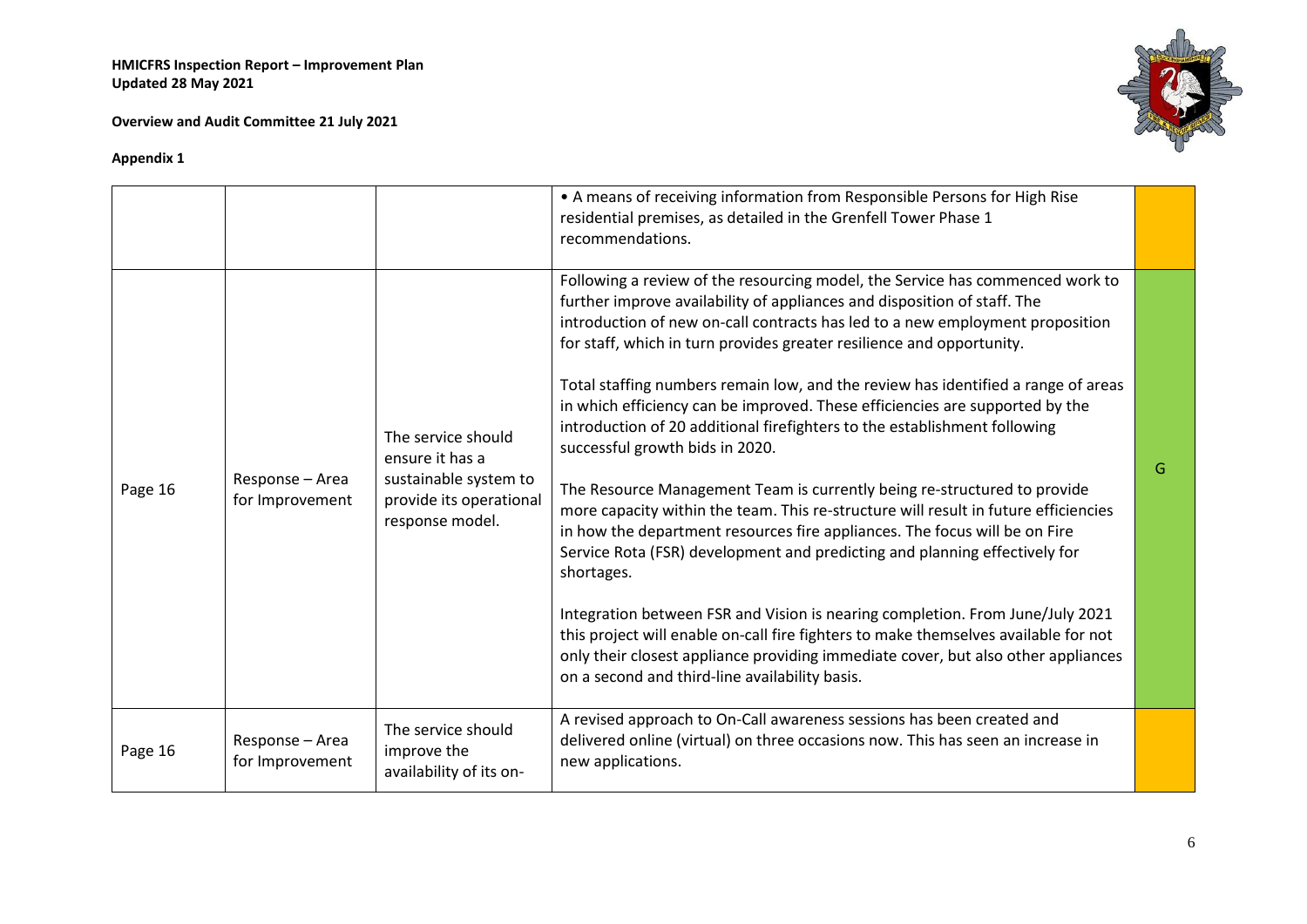| | | | | |
|---|---|---|---|---|
| | | | • A means of receiving information from Responsible Persons for High Rise residential premises, as detailed in the Grenfell Tower Phase 1 recommendations. | |
| Page 16 | Response – Area for Improvement | The service should ensure it has a sustainable system to provide its operational response model. | Following a review of the resourcing model, the Service has commenced work to further improve availability of appliances and disposition of staff. The introduction of new on-call contracts has led to a new employment proposition for staff, which in turn provides greater resilience and opportunity.<br><br>Total staffing numbers remain low, and the review has identified a range of areas in which efficiency can be improved. These efficiencies are supported by the introduction of 20 additional firefighters to the establishment following successful growth bids in 2020.<br><br>The Resource Management Team is currently being re-structured to provide more capacity within the team. This re-structure will result in future efficiencies in how the department resources fire appliances. The focus will be on Fire Service Rota (FSR) development and predicting and planning effectively for shortages.<br><br>Integration between FSR and Vision is nearing completion. From June/July 2021 this project will enable on-call fire fighters to make themselves available for not only their closest appliance providing immediate cover, but also other appliances on a second and third-line availability basis. | G |
| Page 16 | Response – Area for Improvement | The service should improve the availability of its on- | A revised approach to On-Call awareness sessions has been created and delivered online (virtual) on three occasions now. This has seen an increase in new applications. | |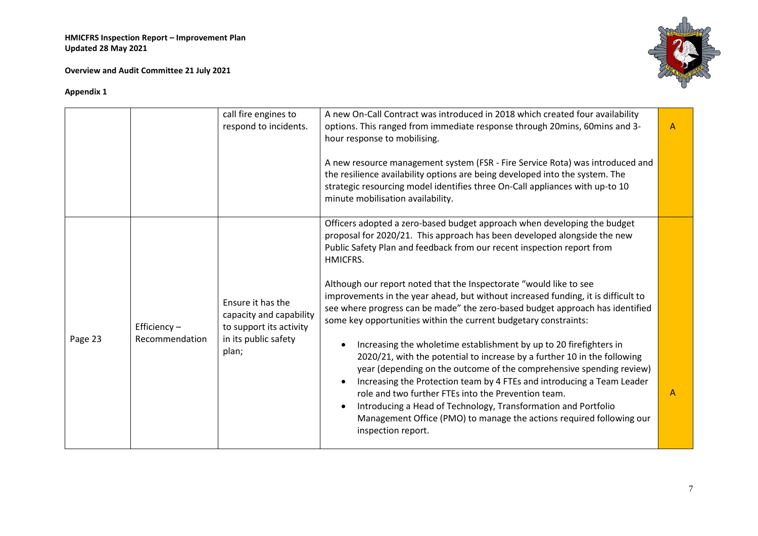| | | call fire engines to respond to incidents. | A new On-Call Contract was introduced in 2018 which created four availability options. This ranged from immediate response through 20mins, 60mins and 3-hour response to mobilising.<br><br>A new resource management system (FSR - Fire Service Rota) was introduced and the resilience availability options are being developed into the system. The strategic resourcing model identifies three On-Call appliances with up-to 10 minute mobilisation availability. | A |
|---|---|---|---|---|
| Page 23 | Efficiency – Recommendation | Ensure it has the capacity and capability to support its activity in its public safety plan; | Officers adopted a zero-based budget approach when developing the budget proposal for 2020/21. This approach has been developed alongside the new Public Safety Plan and feedback from our recent inspection report from HMICFRS.<br><br>Although our report noted that the Inspectorate "would like to see improvements in the year ahead, but without increased funding, it is difficult to see where progress can be made" the zero-based budget approach has identified some key opportunities within the current budgetary constraints:<br><br>• Increasing the wholetime establishment by up to 20 firefighters in 2020/21, with the potential to increase by a further 10 in the following year (depending on the outcome of the comprehensive spending review)<br>• Increasing the Protection team by 4 FTEs and introducing a Team Leader role and two further FTEs into the Prevention team.<br>• Introducing a Head of Technology, Transformation and Portfolio Management Office (PMO) to manage the actions required following our inspection report. | A |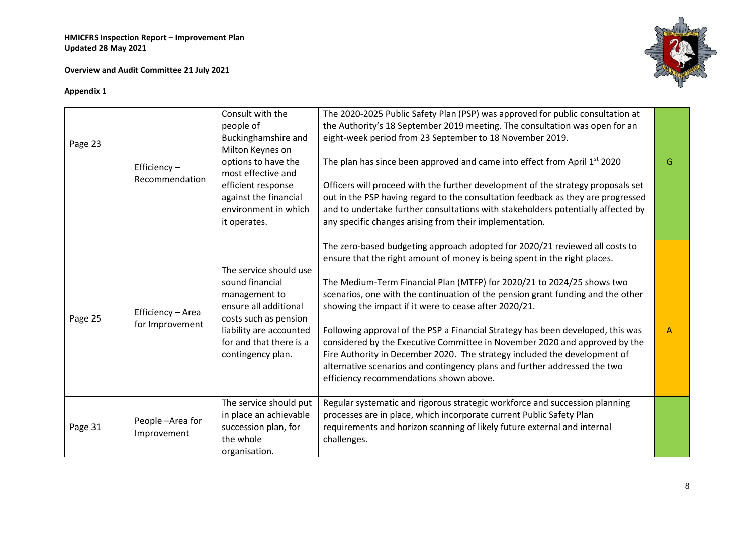**HMICFRS Inspection Report – Improvement Plan**
**Updated 28 May 2021**

**Overview and Audit Committee 21 July 2021**

**Appendix 1**

| | | | | |
|---|---|---|---|---|
| Page 23 | Efficiency – Recommendation | Consult with the people of Buckinghamshire and Milton Keynes on options to have the most effective and efficient response against the financial environment in which it operates. | The 2020-2025 Public Safety Plan (PSP) was approved for public consultation at the Authority's 18 September 2019 meeting. The consultation was open for an eight-week period from 23 September to 18 November 2019.<br><br>The plan has since been approved and came into effect from April 1st 2020<br><br>Officers will proceed with the further development of the strategy proposals set out in the PSP having regard to the consultation feedback as they are progressed and to undertake further consultations with stakeholders potentially affected by any specific changes arising from their implementation. | G |
| Page 25 | Efficiency – Area for Improvement | The service should use sound financial management to ensure all additional costs such as pension liability are accounted for and that there is a contingency plan. | The zero-based budgeting approach adopted for 2020/21 reviewed all costs to ensure that the right amount of money is being spent in the right places.<br><br>The Medium-Term Financial Plan (MTFP) for 2020/21 to 2024/25 shows two scenarios, one with the continuation of the pension grant funding and the other showing the impact if it were to cease after 2020/21.<br><br>Following approval of the PSP a Financial Strategy has been developed, this was considered by the Executive Committee in November 2020 and approved by the Fire Authority in December 2020. The strategy included the development of alternative scenarios and contingency plans and further addressed the two efficiency recommendations shown above. | A |
| Page 31 | People –Area for Improvement | The service should put in place an achievable succession plan, for the whole organisation. | Regular systematic and rigorous strategic workforce and succession planning processes are in place, which incorporate current Public Safety Plan requirements and horizon scanning of likely future external and internal challenges. | |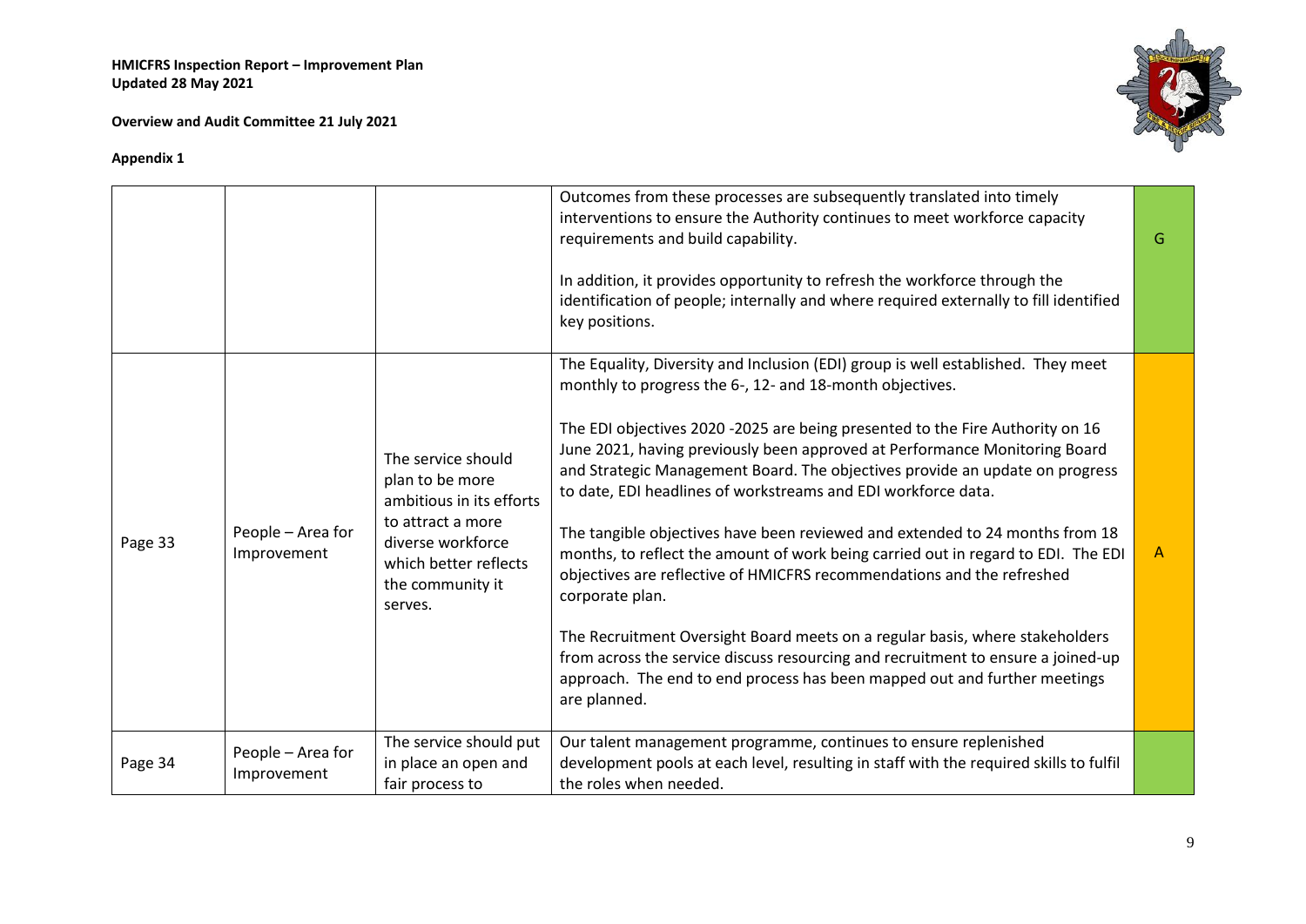**HMICFRS Inspection Report – Improvement Plan**
**Updated 28 May 2021**

**Overview and Audit Committee 21 July 2021**

**Appendix 1**

| | | | | |
|---|---|---|---|---|
| | | | Outcomes from these processes are subsequently translated into timely interventions to ensure the Authority continues to meet workforce capacity requirements and build capability.<br><br>In addition, it provides opportunity to refresh the workforce through the identification of people; internally and where required externally to fill identified key positions. | G |
| Page 33 | People – Area for Improvement | The service should plan to be more ambitious in its efforts to attract a more diverse workforce which better reflects the community it serves. | The Equality, Diversity and Inclusion (EDI) group is well established. They meet monthly to progress the 6-, 12- and 18-month objectives.<br><br>The EDI objectives 2020 -2025 are being presented to the Fire Authority on 16 June 2021, having previously been approved at Performance Monitoring Board and Strategic Management Board. The objectives provide an update on progress to date, EDI headlines of workstreams and EDI workforce data.<br><br>The tangible objectives have been reviewed and extended to 24 months from 18 months, to reflect the amount of work being carried out in regard to EDI. The EDI objectives are reflective of HMICFRS recommendations and the refreshed corporate plan.<br><br>The Recruitment Oversight Board meets on a regular basis, where stakeholders from across the service discuss resourcing and recruitment to ensure a joined-up approach. The end to end process has been mapped out and further meetings are planned. | A |
| Page 34 | People – Area for Improvement | The service should put in place an open and fair process to | Our talent management programme, continues to ensure replenished development pools at each level, resulting in staff with the required skills to fulfil the roles when needed. | |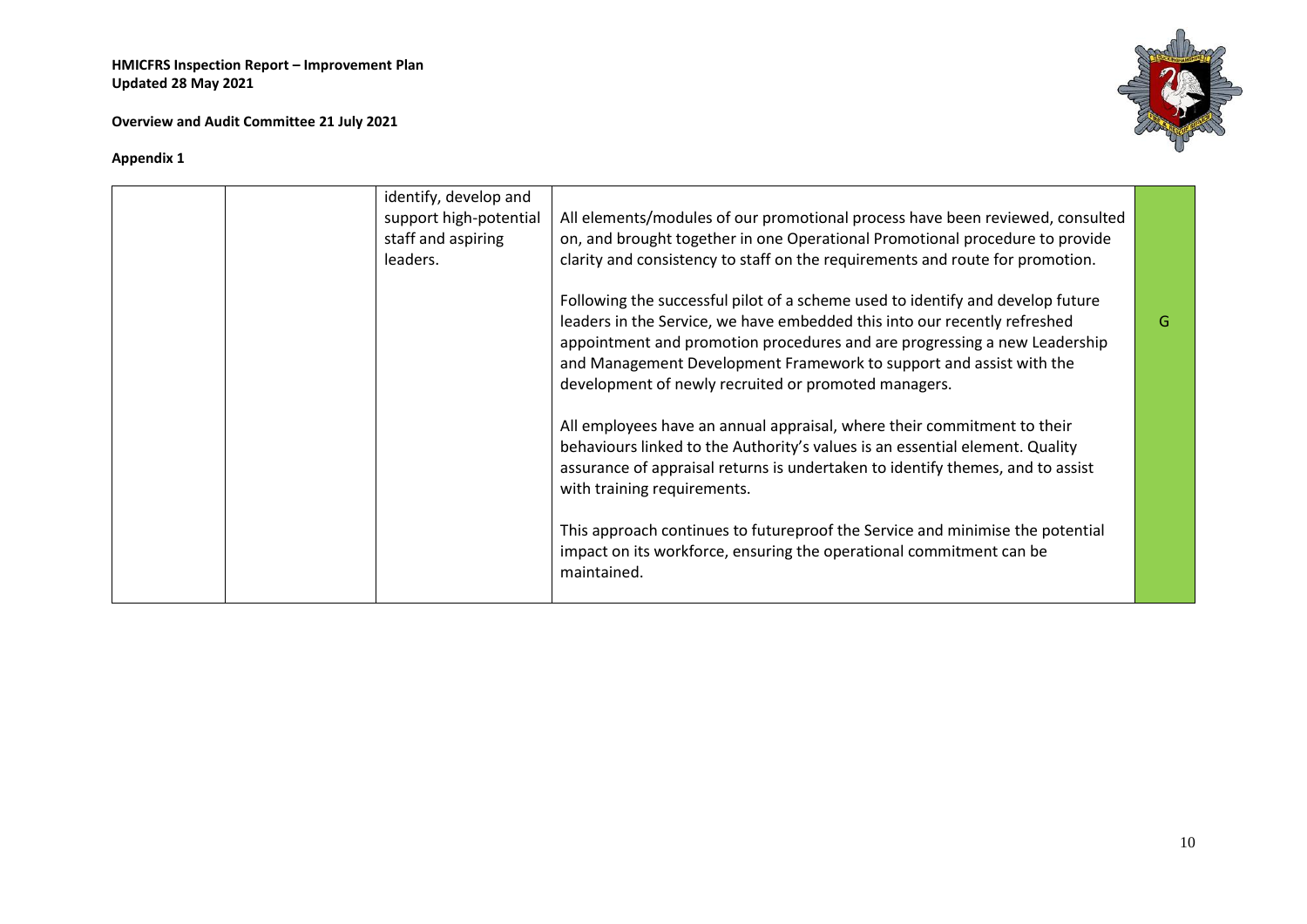| | | | | |
|---|---|---|---|---|
| | | identify, develop and support high-potential staff and aspiring leaders. | All elements/modules of our promotional process have been reviewed, consulted on, and brought together in one Operational Promotional procedure to provide clarity and consistency to staff on the requirements and route for promotion.<br><br>Following the successful pilot of a scheme used to identify and develop future leaders in the Service, we have embedded this into our recently refreshed appointment and promotion procedures and are progressing a new Leadership and Management Development Framework to support and assist with the development of newly recruited or promoted managers.<br><br>All employees have an annual appraisal, where their commitment to their behaviours linked to the Authority's values is an essential element. Quality assurance of appraisal returns is undertaken to identify themes, and to assist with training requirements.<br><br>This approach continues to futureproof the Service and minimise the potential impact on its workforce, ensuring the operational commitment can be maintained. | G |